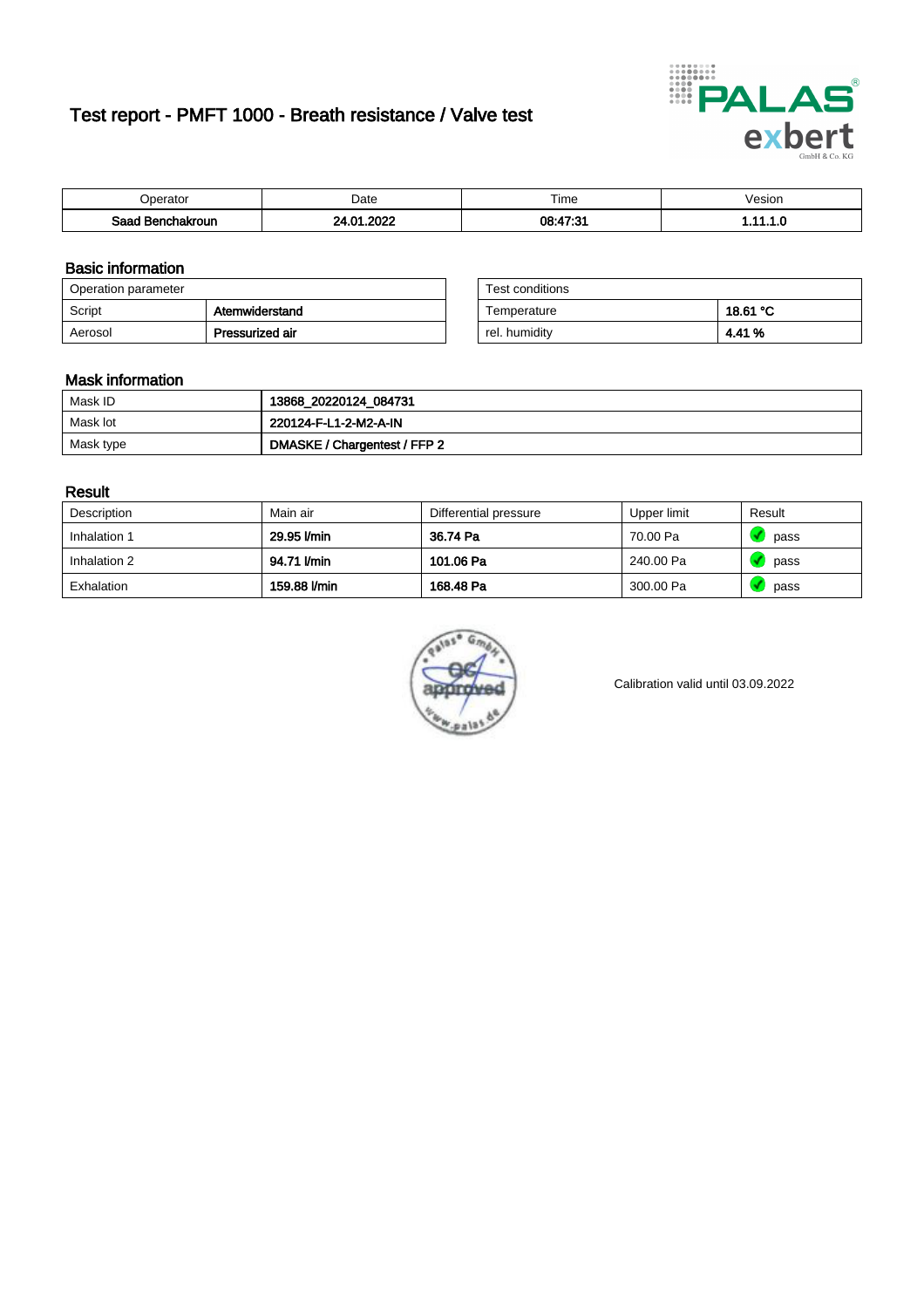# Test report - PMFT 1000 - Breath resistance / Valve test

| Operator | Date | Time | Vesion |
|---|---|---|---|
| **Saad Benchakroun** | **24.01.2022** | **08:47:31** | **1.11.1.0** |

## Basic information

| Operation parameter | |
|---|---|
| Script | **Atemwiderstand** |
| Aerosol | **Pressurized air** |

| Test conditions | |
|---|---|
| Temperature | **18.61 °C** |
| rel. humidity | **4.41 %** |

## Mask information

| | |
|---|---|
| Mask ID | **13868_20220124_084731** |
| Mask lot | **220124-F-L1-2-M2-A-IN** |
| Mask type | **DMASKE / Chargentest / FFP 2** |

## Result

| Description | Main air | Differential pressure | Upper limit | Result |
|---|---|---|---|---|
| Inhalation 1 | **29.95 l/min** | **36.74 Pa** | 70.00 Pa | pass |
| Inhalation 2 | **94.71 l/min** | **101.06 Pa** | 240.00 Pa | pass |
| Exhalation | **159.88 l/min** | **168.48 Pa** | 300.00 Pa | pass |

Calibration valid until 03.09.2022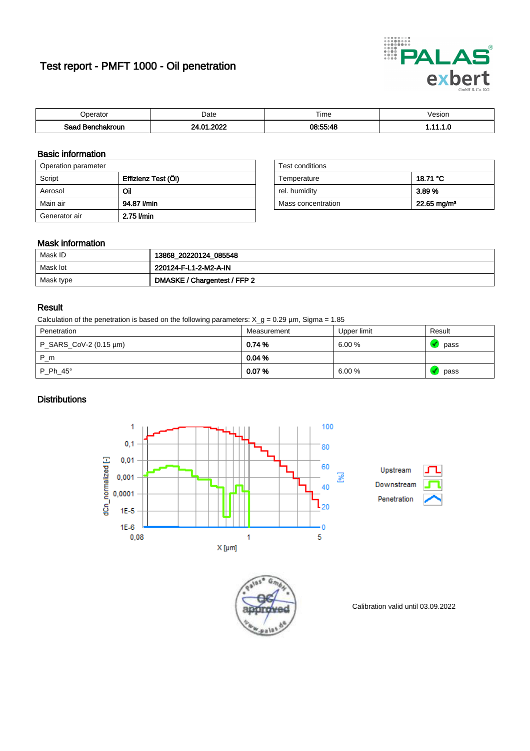# Test report - PMFT 1000 - Oil penetration

PALAS exbert GmbH & Co. KG

| Operator | Date | Time | Vesion |
|---|---|---|---|
| Saad Benchakroun | 24.01.2022 | 08:55:48 | 1.11.1.0 |

## Basic information

| Operation parameter | |
|---|---|
| Script | Effizienz Test (Öl) |
| Aerosol | Oil |
| Main air | 94.87 l/min |
| Generator air | 2.75 l/min |

| Test conditions | |
|---|---|
| Temperature | 18.71 °C |
| rel. humidity | 3.89 % |
| Mass concentration | 22.65 mg/m³ |

## Mask information

| | |
|---|---|
| Mask ID | 13868_20220124_085548 |
| Mask lot | 220124-F-L1-2-M2-A-IN |
| Mask type | DMASKE / Chargentest / FFP 2 |

## Result

Calculation of the penetration is based on the following parameters: X_g = 0.29 µm, Sigma = 1.85

| Penetration | Measurement | Upper limit | Result |
|---|---|---|---|
| P_SARS_CoV-2 (0.15 µm) | 0.74 % | 6.00 % | pass |
| P_m | 0.04 % | | |
| P_Ph_45° | 0.07 % | 6.00 % | pass |

## Distributions

dCn_normalized [-]
1
0,1
0,01
0,001
0,0001
1E-5
1E-6
0,08
1
5
X [µm]
[%]
100
80
60
40
20
0
Upstream
Downstream
Penetration

Palas® GmbH QC approved www.palas.de

Calibration valid until 03.09.2022